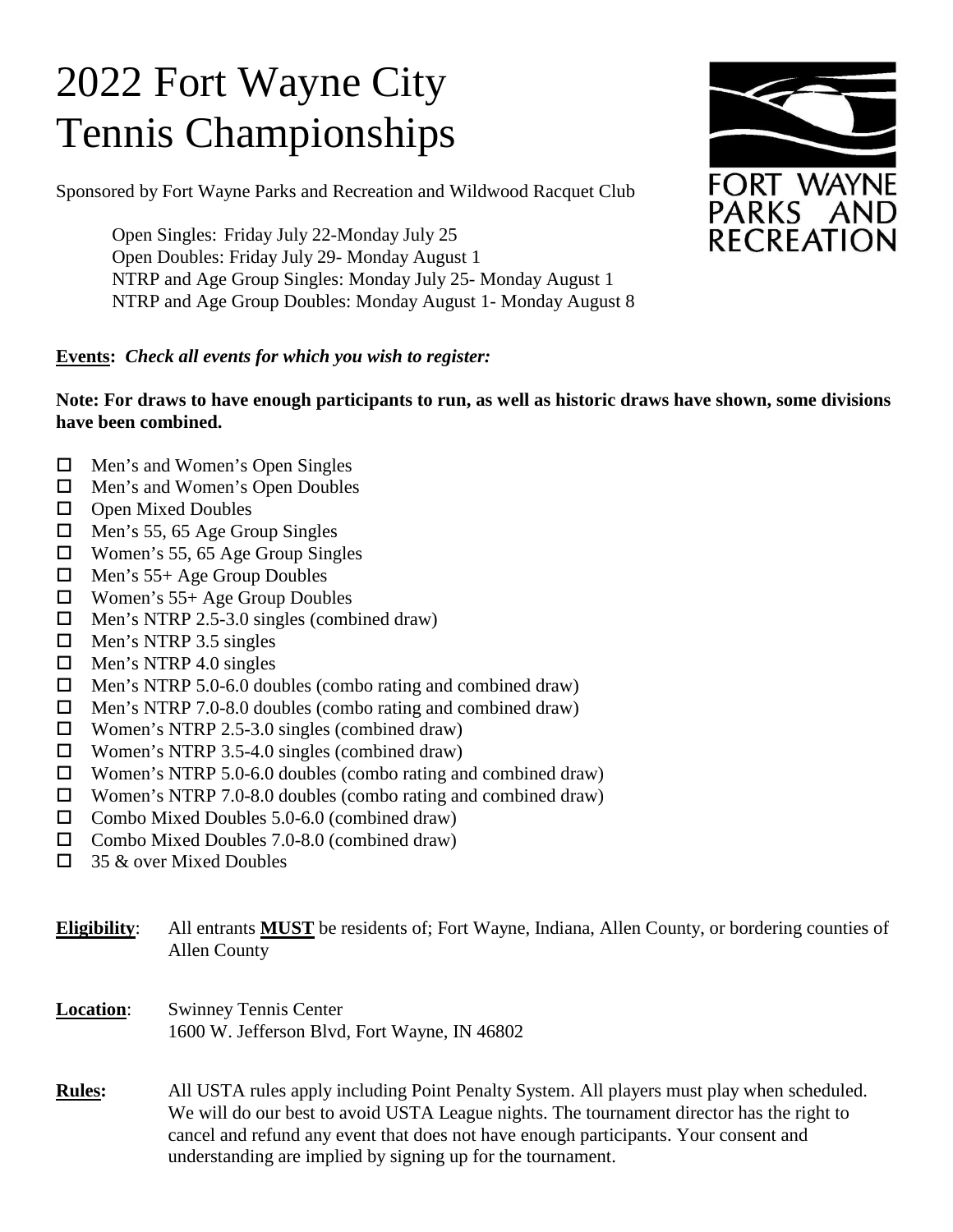# 2022 Fort Wayne City Tennis Championships

Sponsored by Fort Wayne Parks and Recreation and Wildwood Racquet Club

FORT WAYNE PARKS AND RECREATION

Open Singles: Friday July 22-Monday July 25
Open Doubles: Friday July 29- Monday August 1
NTRP and Age Group Singles: Monday July 25- Monday August 1
NTRP and Age Group Doubles: Monday August 1- Monday August 8

**Events:** ***Check all events for which you wish to register:***

**Note: For draws to have enough participants to run, as well as historic draws have shown, some divisions have been combined.**

- ☐ Men's and Women's Open Singles
- ☐ Men's and Women's Open Doubles
- ☐ Open Mixed Doubles
- ☐ Men's 55, 65 Age Group Singles
- ☐ Women's 55, 65 Age Group Singles
- ☐ Men's 55+ Age Group Doubles
- ☐ Women's 55+ Age Group Doubles
- ☐ Men's NTRP 2.5-3.0 singles (combined draw)
- ☐ Men's NTRP 3.5 singles
- ☐ Men's NTRP 4.0 singles
- ☐ Men's NTRP 5.0-6.0 doubles (combo rating and combined draw)
- ☐ Men's NTRP 7.0-8.0 doubles (combo rating and combined draw)
- ☐ Women's NTRP 2.5-3.0 singles (combined draw)
- ☐ Women's NTRP 3.5-4.0 singles (combined draw)
- ☐ Women's NTRP 5.0-6.0 doubles (combo rating and combined draw)
- ☐ Women's NTRP 7.0-8.0 doubles (combo rating and combined draw)
- ☐ Combo Mixed Doubles 5.0-6.0 (combined draw)
- ☐ Combo Mixed Doubles 7.0-8.0 (combined draw)
- ☐ 35 & over Mixed Doubles

**Eligibility**: All entrants **MUST** be residents of; Fort Wayne, Indiana, Allen County, or bordering counties of Allen County

**Location**: Swinney Tennis Center
1600 W. Jefferson Blvd, Fort Wayne, IN 46802

**Rules:** All USTA rules apply including Point Penalty System. All players must play when scheduled. We will do our best to avoid USTA League nights. The tournament director has the right to cancel and refund any event that does not have enough participants. Your consent and understanding are implied by signing up for the tournament.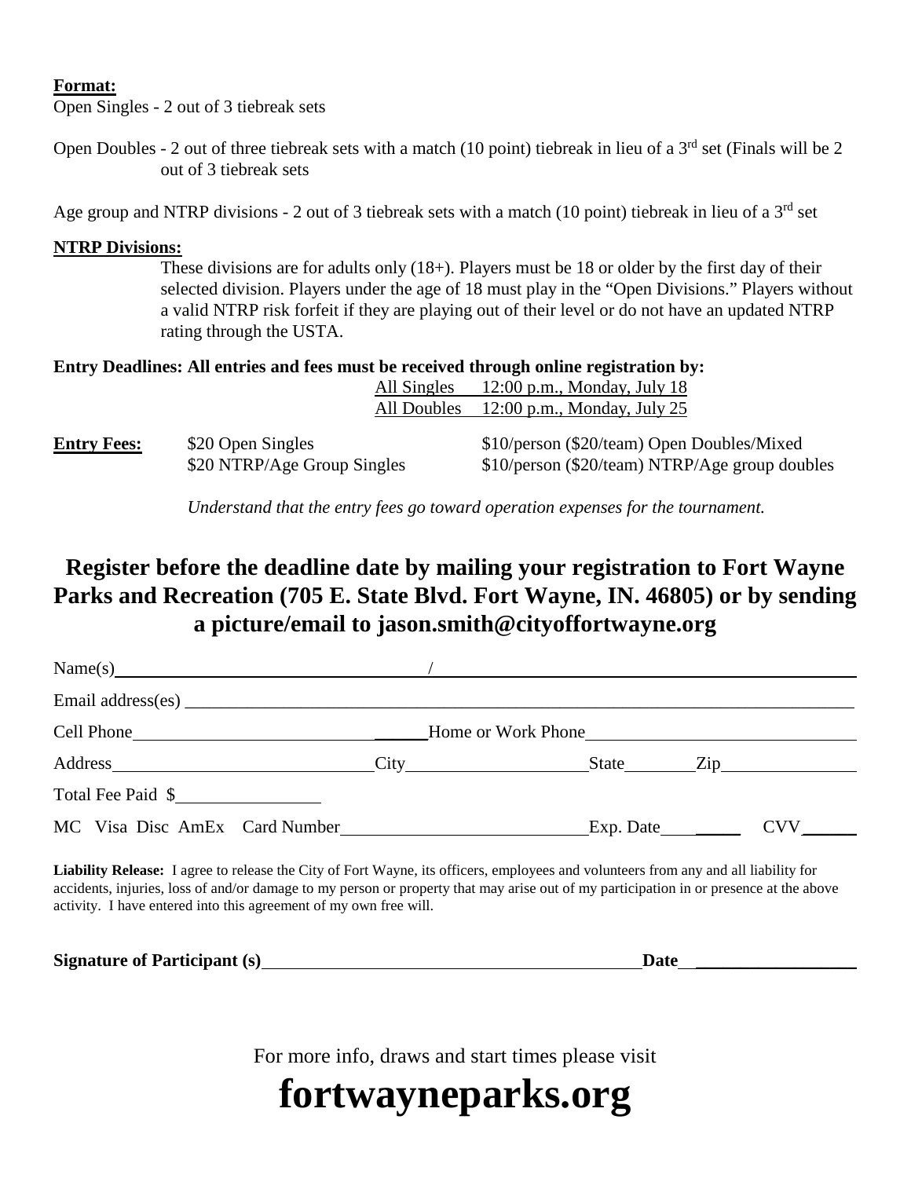**Format:**

Open Singles - 2 out of 3 tiebreak sets

Open Doubles - 2 out of three tiebreak sets with a match (10 point) tiebreak in lieu of a 3rd set (Finals will be 2 out of 3 tiebreak sets

Age group and NTRP divisions - 2 out of 3 tiebreak sets with a match (10 point) tiebreak in lieu of a 3rd set

**NTRP Divisions:**

These divisions are for adults only (18+). Players must be 18 or older by the first day of their selected division. Players under the age of 18 must play in the "Open Divisions." Players without a valid NTRP risk forfeit if they are playing out of their level or do not have an updated NTRP rating through the USTA.

**Entry Deadlines: All entries and fees must be received through online registration by:**

All Singles 12:00 p.m., Monday, July 18
All Doubles 12:00 p.m., Monday, July 25

**Entry Fees:**

| | |
|---|---|
| $20 Open Singles | $10/person ($20/team) Open Doubles/Mixed |
| $20 NTRP/Age Group Singles | $10/person ($20/team) NTRP/Age group doubles |

*Understand that the entry fees go toward operation expenses for the tournament.*

## Register before the deadline date by mailing your registration to Fort Wayne Parks and Recreation (705 E. State Blvd. Fort Wayne, IN. 46805) or by sending a picture/email to jason.smith@cityoffortwayne.org

Name(s) ________________ / ________________

Email address(es) ________________

Cell Phone ________________ Home or Work Phone ________________

Address ________________ City ________________ State ________ Zip ________

Total Fee Paid $ ________

MC Visa Disc AmEx Card Number ________________ Exp. Date ________ CVV ______

**Liability Release:** I agree to release the City of Fort Wayne, its officers, employees and volunteers from any and all liability for accidents, injuries, loss of and/or damage to my person or property that may arise out of my participation in or presence at the above activity. I have entered into this agreement of my own free will.

**Signature of Participant (s)** ________________ **Date** ________________

For more info, draws and start times please visit

# fortwayneparks.org